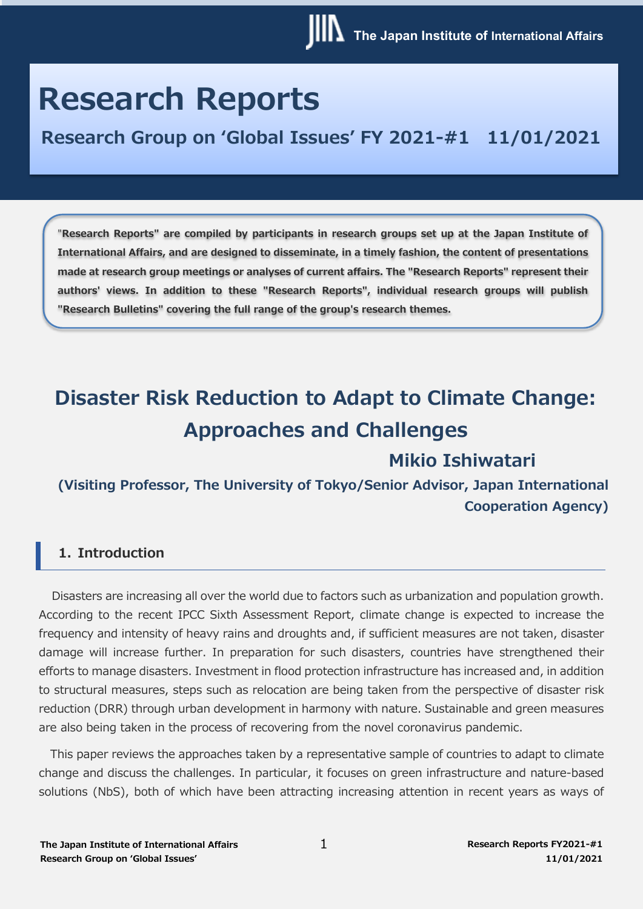# Research Reports

**Research Group on 'Global Issues' FY 2021-#1 11/01/2021**

**"Research Reports" are compiled by participants in research groups set up at the Japan Institute of International Affairs, and are designed to disseminate, in a timely fashion, the content of presentations made at research group meetings or analyses of current affairs. The "Research Reports" represent their authors' views. In addition to these "Research Reports", individual research groups will publish "Research Bulletins" covering the full range of the group's research themes.**

# Disaster Risk Reduction to Adapt to Climate Change: Approaches and Challenges

**Mikio Ishiwatari**

**(Visiting Professor, The University of Tokyo/Senior Advisor, Japan International Cooperation Agency)**

## 1. Introduction

Disasters are increasing all over the world due to factors such as urbanization and population growth. According to the recent IPCC Sixth Assessment Report, climate change is expected to increase the frequency and intensity of heavy rains and droughts and, if sufficient measures are not taken, disaster damage will increase further. In preparation for such disasters, countries have strengthened their efforts to manage disasters. Investment in flood protection infrastructure has increased and, in addition to structural measures, steps such as relocation are being taken from the perspective of disaster risk reduction (DRR) through urban development in harmony with nature. Sustainable and green measures are also being taken in the process of recovering from the novel coronavirus pandemic.

This paper reviews the approaches taken by a representative sample of countries to adapt to climate change and discuss the challenges. In particular, it focuses on green infrastructure and nature-based solutions (NbS), both of which have been attracting increasing attention in recent years as ways of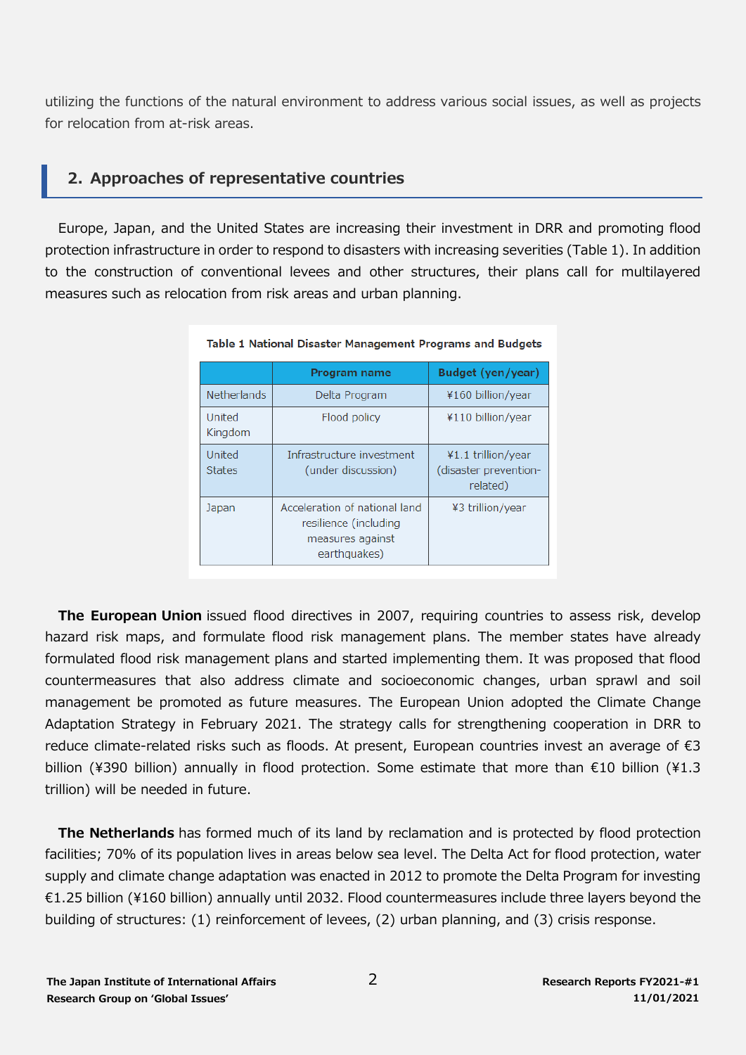utilizing the functions of the natural environment to address various social issues, as well as projects for relocation from at-risk areas.

## 2. Approaches of representative countries

Europe, Japan, and the United States are increasing their investment in DRR and promoting flood protection infrastructure in order to respond to disasters with increasing severities (Table 1). In addition to the construction of conventional levees and other structures, their plans call for multilayered measures such as relocation from risk areas and urban planning.

**Table 1 National Disaster Management Programs and Budgets**

| | Program name | Budget (yen/year) |
|---|---|---|
| Netherlands | Delta Program | ¥160 billion/year |
| United Kingdom | Flood policy | ¥110 billion/year |
| United States | Infrastructure investment (under discussion) | ¥1.1 trillion/year (disaster prevention-related) |
| Japan | Acceleration of national land resilience (including measures against earthquakes) | ¥3 trillion/year |

**The European Union** issued flood directives in 2007, requiring countries to assess risk, develop hazard risk maps, and formulate flood risk management plans. The member states have already formulated flood risk management plans and started implementing them. It was proposed that flood countermeasures that also address climate and socioeconomic changes, urban sprawl and soil management be promoted as future measures. The European Union adopted the Climate Change Adaptation Strategy in February 2021. The strategy calls for strengthening cooperation in DRR to reduce climate-related risks such as floods. At present, European countries invest an average of €3 billion (¥390 billion) annually in flood protection. Some estimate that more than €10 billion (¥1.3 trillion) will be needed in future.

**The Netherlands** has formed much of its land by reclamation and is protected by flood protection facilities; 70% of its population lives in areas below sea level. The Delta Act for flood protection, water supply and climate change adaptation was enacted in 2012 to promote the Delta Program for investing €1.25 billion (¥160 billion) annually until 2032. Flood countermeasures include three layers beyond the building of structures: (1) reinforcement of levees, (2) urban planning, and (3) crisis response.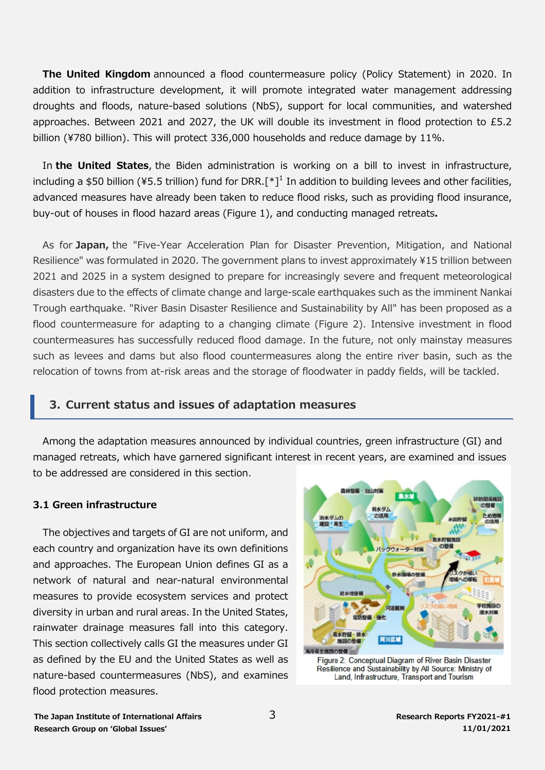**The United Kingdom** announced a flood countermeasure policy (Policy Statement) in 2020. In addition to infrastructure development, it will promote integrated water management addressing droughts and floods, nature-based solutions (NbS), support for local communities, and watershed approaches. Between 2021 and 2027, the UK will double its investment in flood protection to £5.2 billion (¥780 billion). This will protect 336,000 households and reduce damage by 11%.

In **the United States**, the Biden administration is working on a bill to invest in infrastructure, including a $50 billion (¥5.5 trillion) fund for DRR.[*][1] In addition to building levees and other facilities, advanced measures have already been taken to reduce flood risks, such as providing flood insurance, buy-out of houses in flood hazard areas (Figure 1), and conducting managed retreats**.**

As for **Japan,** the "Five-Year Acceleration Plan for Disaster Prevention, Mitigation, and National Resilience" was formulated in 2020. The government plans to invest approximately ¥15 trillion between 2021 and 2025 in a system designed to prepare for increasingly severe and frequent meteorological disasters due to the effects of climate change and large-scale earthquakes such as the imminent Nankai Trough earthquake. "River Basin Disaster Resilience and Sustainability by All" has been proposed as a flood countermeasure for adapting to a changing climate (Figure 2). Intensive investment in flood countermeasures has successfully reduced flood damage. In the future, not only mainstay measures such as levees and dams but also flood countermeasures along the entire river basin, such as the relocation of towns from at-risk areas and the storage of floodwater in paddy fields, will be tackled.

## 3. Current status and issues of adaptation measures

Among the adaptation measures announced by individual countries, green infrastructure (GI) and managed retreats, which have garnered significant interest in recent years, are examined and issues to be addressed are considered in this section.

### 3.1 Green infrastructure

The objectives and targets of GI are not uniform, and each country and organization have its own definitions and approaches. The European Union defines GI as a network of natural and near-natural environmental measures to provide ecosystem services and protect diversity in urban and rural areas. In the United States, rainwater drainage measures fall into this category. This section collectively calls GI the measures under GI as defined by the EU and the United States as well as nature-based countermeasures (NbS), and examines flood protection measures.

Figure 2: Conceptual Diagram of River Basin Disaster Resilience and Sustainability by All Source: Ministry of Land, Infrastructure, Transport and Tourism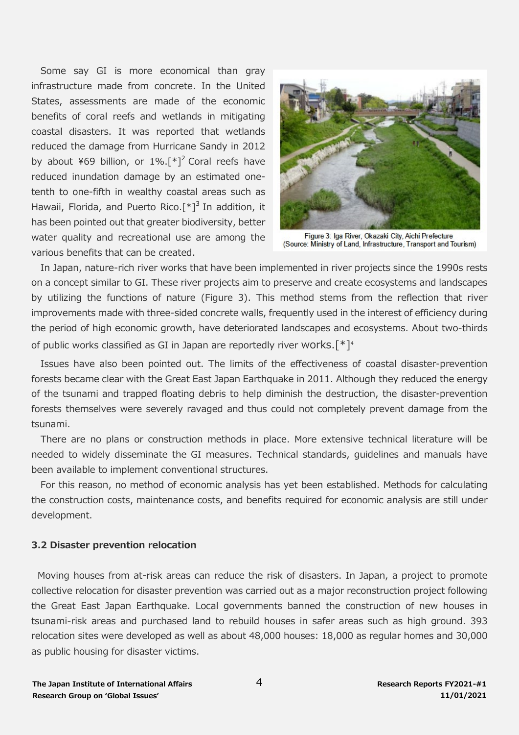Some say GI is more economical than gray infrastructure made from concrete. In the United States, assessments are made of the economic benefits of coral reefs and wetlands in mitigating coastal disasters. It was reported that wetlands reduced the damage from Hurricane Sandy in 2012 by about ¥69 billion, or 1%.[*][2] Coral reefs have reduced inundation damage by an estimated one-tenth to one-fifth in wealthy coastal areas such as Hawaii, Florida, and Puerto Rico.[*][3] In addition, it has been pointed out that greater biodiversity, better water quality and recreational use are among the various benefits that can be created.

Figure 3: Iga River, Okazaki City, Aichi Prefecture
(Source: Ministry of Land, Infrastructure, Transport and Tourism)

In Japan, nature-rich river works that have been implemented in river projects since the 1990s rests on a concept similar to GI. These river projects aim to preserve and create ecosystems and landscapes by utilizing the functions of nature (Figure 3). This method stems from the reflection that river improvements made with three-sided concrete walls, frequently used in the interest of efficiency during the period of high economic growth, have deteriorated landscapes and ecosystems. About two-thirds of public works classified as GI in Japan are reportedly river works.[*][4]

Issues have also been pointed out. The limits of the effectiveness of coastal disaster-prevention forests became clear with the Great East Japan Earthquake in 2011. Although they reduced the energy of the tsunami and trapped floating debris to help diminish the destruction, the disaster-prevention forests themselves were severely ravaged and thus could not completely prevent damage from the tsunami.

There are no plans or construction methods in place. More extensive technical literature will be needed to widely disseminate the GI measures. Technical standards, guidelines and manuals have been available to implement conventional structures.

For this reason, no method of economic analysis has yet been established. Methods for calculating the construction costs, maintenance costs, and benefits required for economic analysis are still under development.

### 3.2 Disaster prevention relocation

Moving houses from at-risk areas can reduce the risk of disasters. In Japan, a project to promote collective relocation for disaster prevention was carried out as a major reconstruction project following the Great East Japan Earthquake. Local governments banned the construction of new houses in tsunami-risk areas and purchased land to rebuild houses in safer areas such as high ground. 393 relocation sites were developed as well as about 48,000 houses: 18,000 as regular homes and 30,000 as public housing for disaster victims.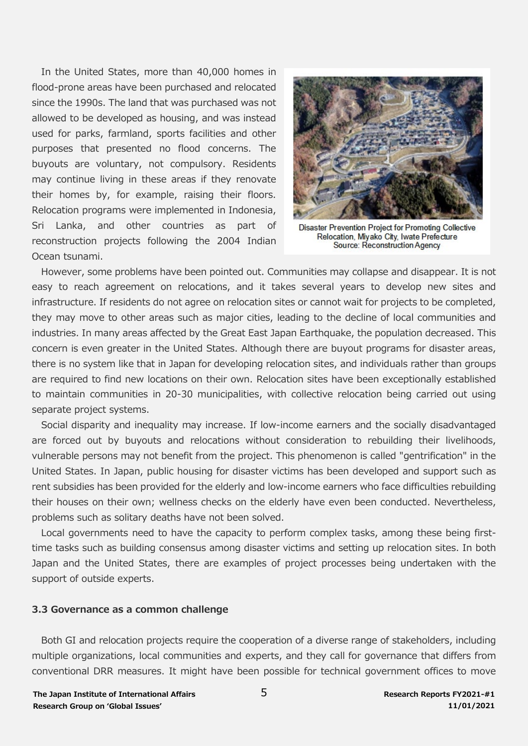In the United States, more than 40,000 homes in flood-prone areas have been purchased and relocated since the 1990s. The land that was purchased was not allowed to be developed as housing, and was instead used for parks, farmland, sports facilities and other purposes that presented no flood concerns. The buyouts are voluntary, not compulsory. Residents may continue living in these areas if they renovate their homes by, for example, raising their floors. Relocation programs were implemented in Indonesia, Sri Lanka, and other countries as part of reconstruction projects following the 2004 Indian Ocean tsunami.

Disaster Prevention Project for Promoting Collective Relocation, Miyako City, Iwate Prefecture
Source: Reconstruction Agency

However, some problems have been pointed out. Communities may collapse and disappear. It is not easy to reach agreement on relocations, and it takes several years to develop new sites and infrastructure. If residents do not agree on relocation sites or cannot wait for projects to be completed, they may move to other areas such as major cities, leading to the decline of local communities and industries. In many areas affected by the Great East Japan Earthquake, the population decreased. This concern is even greater in the United States. Although there are buyout programs for disaster areas, there is no system like that in Japan for developing relocation sites, and individuals rather than groups are required to find new locations on their own. Relocation sites have been exceptionally established to maintain communities in 20-30 municipalities, with collective relocation being carried out using separate project systems.

Social disparity and inequality may increase. If low-income earners and the socially disadvantaged are forced out by buyouts and relocations without consideration to rebuilding their livelihoods, vulnerable persons may not benefit from the project. This phenomenon is called "gentrification" in the United States. In Japan, public housing for disaster victims has been developed and support such as rent subsidies has been provided for the elderly and low-income earners who face difficulties rebuilding their houses on their own; wellness checks on the elderly have even been conducted. Nevertheless, problems such as solitary deaths have not been solved.

Local governments need to have the capacity to perform complex tasks, among these being first-time tasks such as building consensus among disaster victims and setting up relocation sites. In both Japan and the United States, there are examples of project processes being undertaken with the support of outside experts.

### 3.3 Governance as a common challenge

Both GI and relocation projects require the cooperation of a diverse range of stakeholders, including multiple organizations, local communities and experts, and they call for governance that differs from conventional DRR measures. It might have been possible for technical government offices to move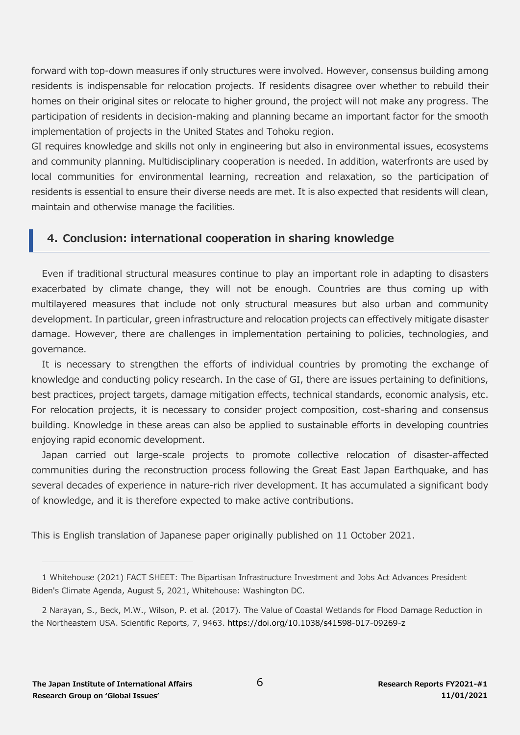forward with top-down measures if only structures were involved. However, consensus building among residents is indispensable for relocation projects. If residents disagree over whether to rebuild their homes on their original sites or relocate to higher ground, the project will not make any progress. The participation of residents in decision-making and planning became an important factor for the smooth implementation of projects in the United States and Tohoku region.

GI requires knowledge and skills not only in engineering but also in environmental issues, ecosystems and community planning. Multidisciplinary cooperation is needed. In addition, waterfronts are used by local communities for environmental learning, recreation and relaxation, so the participation of residents is essential to ensure their diverse needs are met. It is also expected that residents will clean, maintain and otherwise manage the facilities.

## 4. Conclusion: international cooperation in sharing knowledge

Even if traditional structural measures continue to play an important role in adapting to disasters exacerbated by climate change, they will not be enough. Countries are thus coming up with multilayered measures that include not only structural measures but also urban and community development. In particular, green infrastructure and relocation projects can effectively mitigate disaster damage. However, there are challenges in implementation pertaining to policies, technologies, and governance.

It is necessary to strengthen the efforts of individual countries by promoting the exchange of knowledge and conducting policy research. In the case of GI, there are issues pertaining to definitions, best practices, project targets, damage mitigation effects, technical standards, economic analysis, etc. For relocation projects, it is necessary to consider project composition, cost-sharing and consensus building. Knowledge in these areas can also be applied to sustainable efforts in developing countries enjoying rapid economic development.

Japan carried out large-scale projects to promote collective relocation of disaster-affected communities during the reconstruction process following the Great East Japan Earthquake, and has several decades of experience in nature-rich river development. It has accumulated a significant body of knowledge, and it is therefore expected to make active contributions.

This is English translation of Japanese paper originally published on 11 October 2021.

---

1 Whitehouse (2021) FACT SHEET: The Bipartisan Infrastructure Investment and Jobs Act Advances President Biden's Climate Agenda, August 5, 2021, Whitehouse: Washington DC.

2 Narayan, S., Beck, M.W., Wilson, P. et al. (2017). The Value of Coastal Wetlands for Flood Damage Reduction in the Northeastern USA. Scientific Reports, 7, 9463. https://doi.org/10.1038/s41598-017-09269-z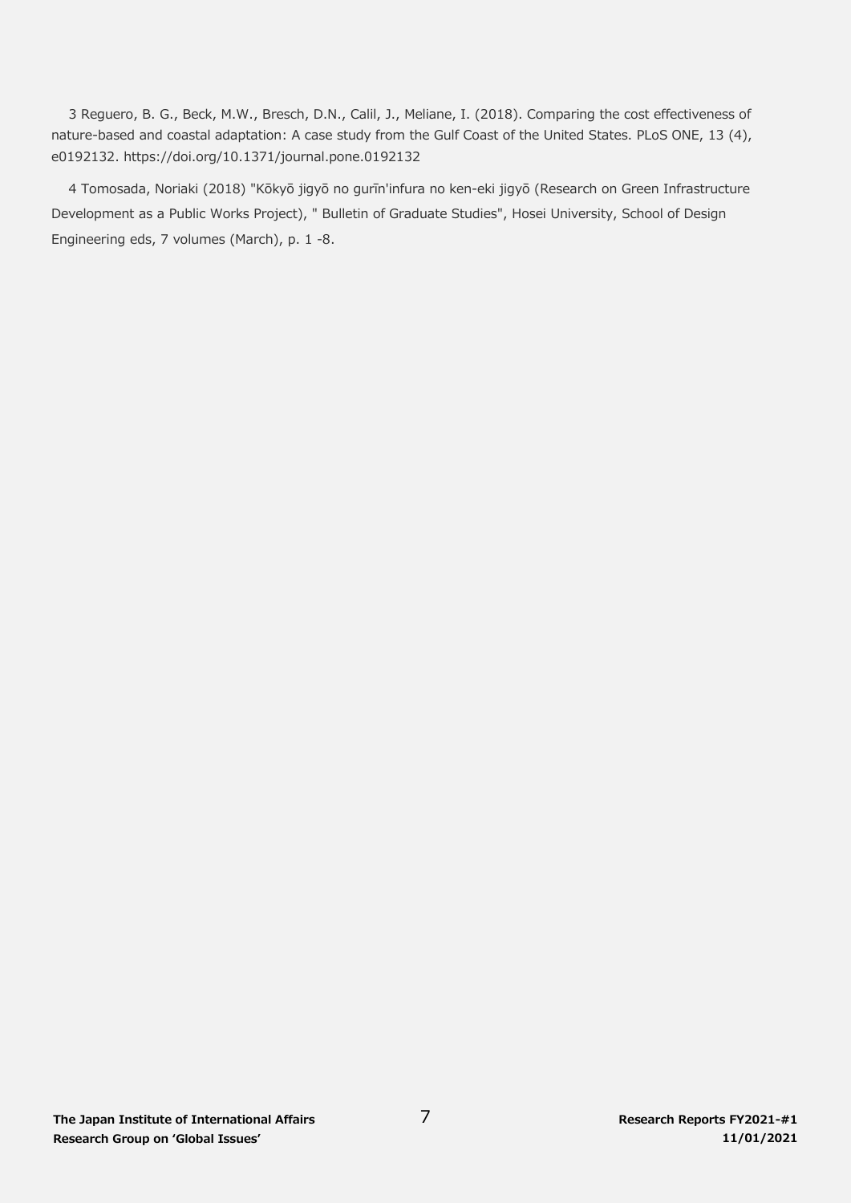3 Reguero, B. G., Beck, M.W., Bresch, D.N., Calil, J., Meliane, I. (2018). Comparing the cost effectiveness of nature-based and coastal adaptation: A case study from the Gulf Coast of the United States. PLoS ONE, 13 (4), e0192132. https://doi.org/10.1371/journal.pone.0192132

4 Tomosada, Noriaki (2018) "Kōkyō jigyō no gurīn'infura no ken-eki jigyō (Research on Green Infrastructure Development as a Public Works Project), " Bulletin of Graduate Studies", Hosei University, School of Design Engineering eds, 7 volumes (March), p. 1 -8.